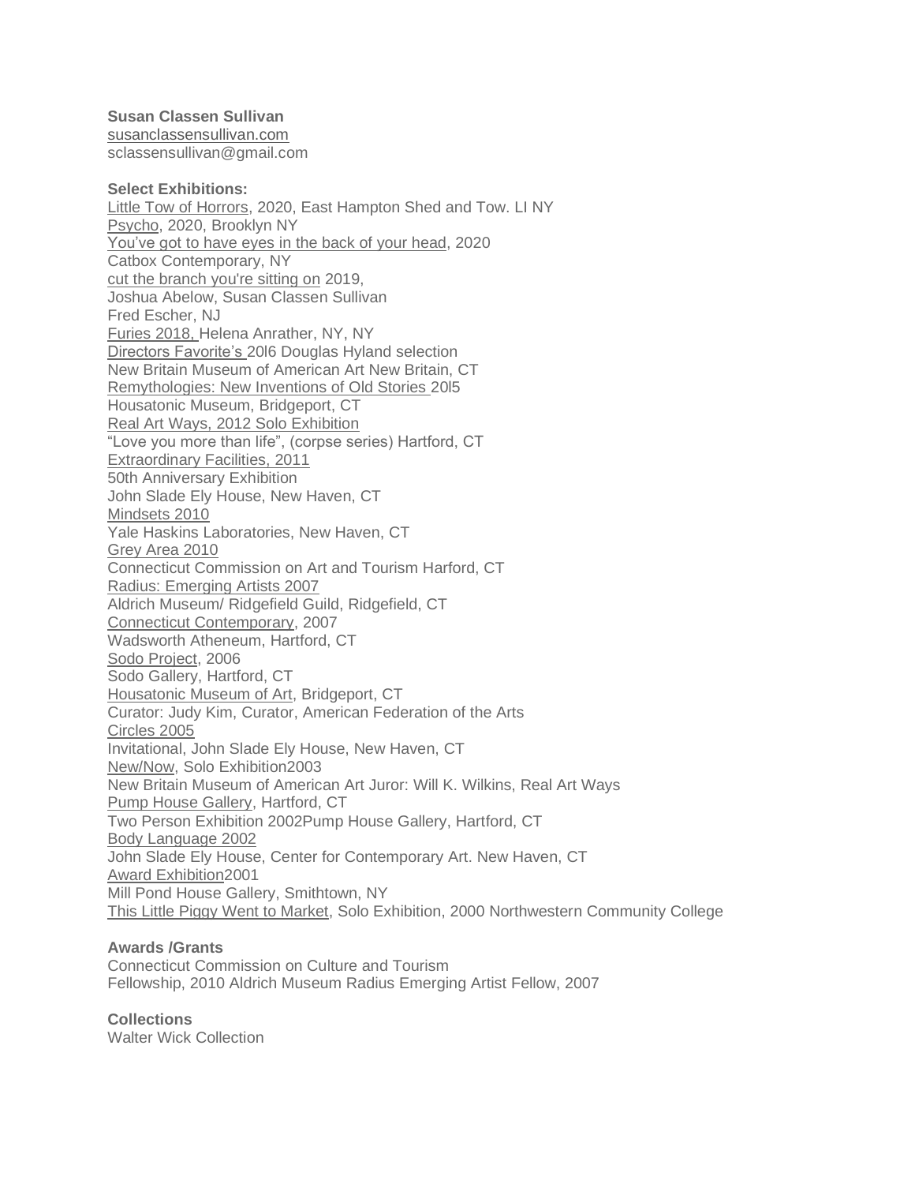**Susan Classen Sullivan**
susanclassensullivan.com
sclassensullivan@gmail.com

**Select Exhibitions:**
Little Tow of Horrors, 2020, East Hampton Shed and Tow. LI NY
Psycho, 2020, Brooklyn NY
You've got to have eyes in the back of your head, 2020
Catbox Contemporary, NY
cut the branch you're sitting on 2019,
Joshua Abelow, Susan Classen Sullivan
Fred Escher, NJ
Furies 2018, Helena Anrather, NY, NY
Directors Favorite's 20l6 Douglas Hyland selection
New Britain Museum of American Art New Britain, CT
Remythologies: New Inventions of Old Stories 20l5
Housatonic Museum, Bridgeport, CT
Real Art Ways, 2012 Solo Exhibition
"Love you more than life", (corpse series) Hartford, CT
Extraordinary Facilities, 2011
50th Anniversary Exhibition
John Slade Ely House, New Haven, CT
Mindsets 2010
Yale Haskins Laboratories, New Haven, CT
Grey Area 2010
Connecticut Commission on Art and Tourism Harford, CT
Radius: Emerging Artists 2007
Aldrich Museum/ Ridgefield Guild, Ridgefield, CT
Connecticut Contemporary, 2007
Wadsworth Atheneum, Hartford, CT
Sodo Project, 2006
Sodo Gallery, Hartford, CT
Housatonic Museum of Art, Bridgeport, CT
Curator: Judy Kim, Curator, American Federation of the Arts
Circles 2005
Invitational, John Slade Ely House, New Haven, CT
New/Now, Solo Exhibition2003
New Britain Museum of American Art Juror: Will K. Wilkins, Real Art Ways
Pump House Gallery, Hartford, CT
Two Person Exhibition 2002Pump House Gallery, Hartford, CT
Body Language 2002
John Slade Ely House, Center for Contemporary Art. New Haven, CT
Award Exhibition2001
Mill Pond House Gallery, Smithtown, NY
This Little Piggy Went to Market, Solo Exhibition, 2000 Northwestern Community College

**Awards /Grants**
Connecticut Commission on Culture and Tourism
Fellowship, 2010 Aldrich Museum Radius Emerging Artist Fellow, 2007

**Collections**
Walter Wick Collection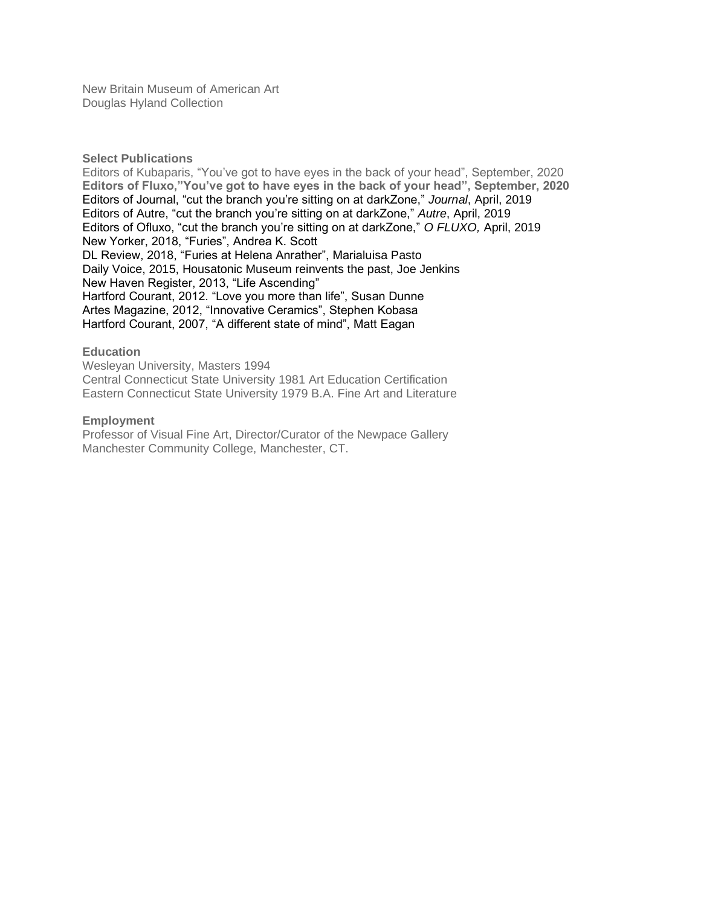New Britain Museum of American Art
Douglas Hyland Collection

**Select Publications**

Editors of Kubaparis, "You've got to have eyes in the back of your head", September, 2020
**Editors of Fluxo,"You've got to have eyes in the back of your head", September, 2020**
Editors of Journal, "cut the branch you're sitting on at darkZone," *Journal*, April, 2019
Editors of Autre, "cut the branch you're sitting on at darkZone," *Autre*, April, 2019
Editors of Ofluxo, "cut the branch you're sitting on at darkZone," *O FLUXO,* April, 2019
New Yorker, 2018, "Furies", Andrea K. Scott
DL Review, 2018, "Furies at Helena Anrather", Marialuisa Pasto
Daily Voice, 2015, Housatonic Museum reinvents the past, Joe Jenkins
New Haven Register, 2013, "Life Ascending"
Hartford Courant, 2012. "Love you more than life", Susan Dunne
Artes Magazine, 2012, "Innovative Ceramics", Stephen Kobasa
Hartford Courant, 2007, "A different state of mind", Matt Eagan

**Education**

Wesleyan University, Masters 1994
Central Connecticut State University 1981 Art Education Certification
Eastern Connecticut State University 1979 B.A. Fine Art and Literature

**Employment**

Professor of Visual Fine Art, Director/Curator of the Newpace Gallery
Manchester Community College, Manchester, CT.